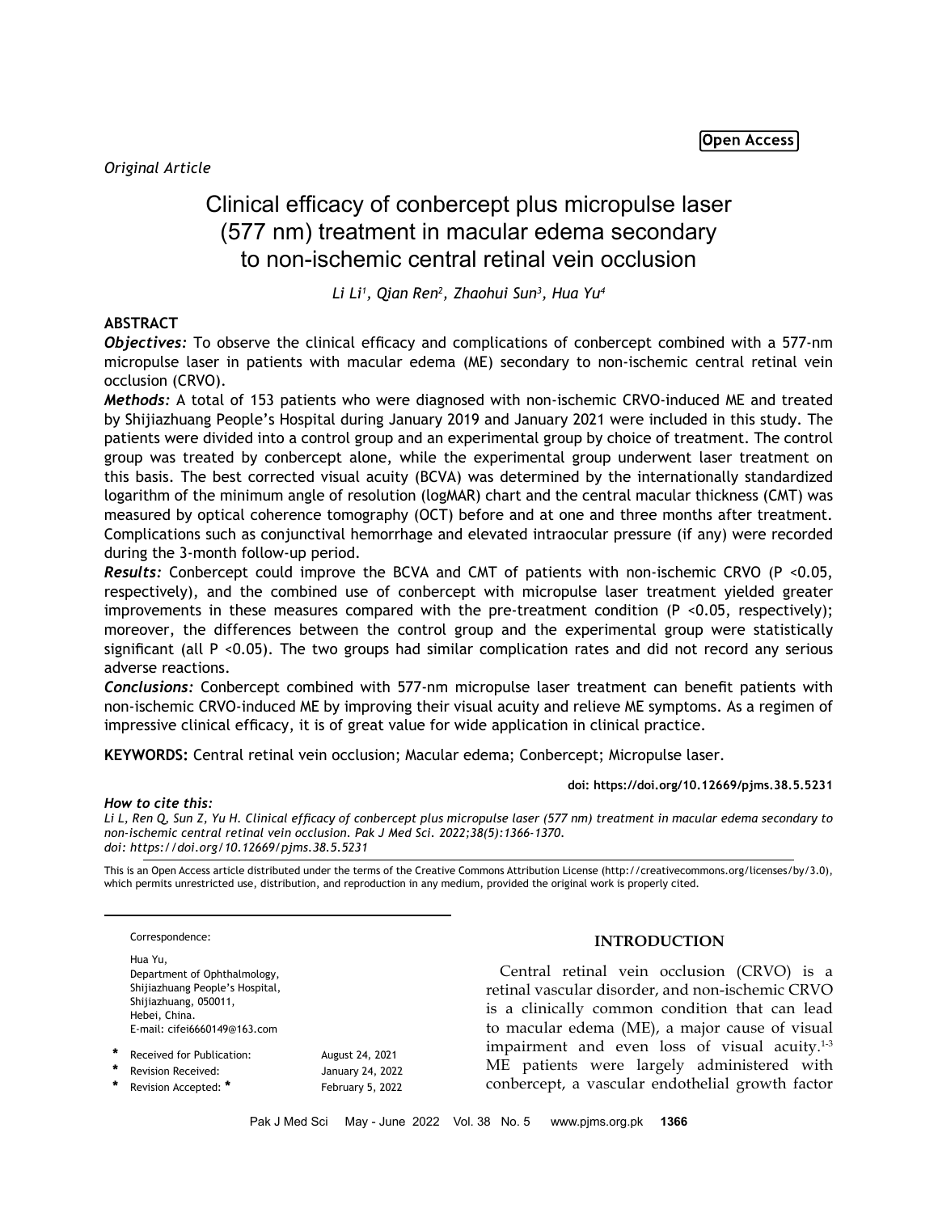Open Access

*Original Article*

# Clinical efficacy of conbercept plus micropulse laser (577 nm) treatment in macular edema secondary to non-ischemic central retinal vein occlusion

*Li Li[1], Qian Ren[2], Zhaohui Sun[3], Hua Yu[4]*

## ABSTRACT

***Objectives:*** To observe the clinical efficacy and complications of conbercept combined with a 577-nm micropulse laser in patients with macular edema (ME) secondary to non-ischemic central retinal vein occlusion (CRVO).

***Methods:*** A total of 153 patients who were diagnosed with non-ischemic CRVO-induced ME and treated by Shijiazhuang People's Hospital during January 2019 and January 2021 were included in this study. The patients were divided into a control group and an experimental group by choice of treatment. The control group was treated by conbercept alone, while the experimental group underwent laser treatment on this basis. The best corrected visual acuity (BCVA) was determined by the internationally standardized logarithm of the minimum angle of resolution (logMAR) chart and the central macular thickness (CMT) was measured by optical coherence tomography (OCT) before and at one and three months after treatment. Complications such as conjunctival hemorrhage and elevated intraocular pressure (if any) were recorded during the 3-month follow-up period.

***Results:*** Conbercept could improve the BCVA and CMT of patients with non-ischemic CRVO ($P < 0.05$, respectively), and the combined use of conbercept with micropulse laser treatment yielded greater improvements in these measures compared with the pre-treatment condition ($P < 0.05$, respectively); moreover, the differences between the control group and the experimental group were statistically significant (all $P < 0.05$). The two groups had similar complication rates and did not record any serious adverse reactions.

***Conclusions:*** Conbercept combined with 577-nm micropulse laser treatment can benefit patients with non-ischemic CRVO-induced ME by improving their visual acuity and relieve ME symptoms. As a regimen of impressive clinical efficacy, it is of great value for wide application in clinical practice.

**KEYWORDS:** Central retinal vein occlusion; Macular edema; Conbercept; Micropulse laser.

**doi: https://doi.org/10.12669/pjms.38.5.5231**

***How to cite this:***
*Li L, Ren Q, Sun Z, Yu H. Clinical efficacy of conbercept plus micropulse laser (577 nm) treatment in macular edema secondary to non-ischemic central retinal vein occlusion. Pak J Med Sci. 2022;38(5):1366-1370.*
*doi: https://doi.org/10.12669/pjms.38.5.5231*

This is an Open Access article distributed under the terms of the Creative Commons Attribution License (http://creativecommons.org/licenses/by/3.0), which permits unrestricted use, distribution, and reproduction in any medium, provided the original work is properly cited.

Correspondence:

Hua Yu,
Department of Ophthalmology,
Shijiazhuang People's Hospital,
Shijiazhuang, 050011,
Hebei, China.
E-mail: cifei6660149@163.com

| | | |
|---|---|---|
| * | Received for Publication: | August 24, 2021 |
| * | Revision Received: | January 24, 2022 |
| * | Revision Accepted: * | February 5, 2022 |

## INTRODUCTION

Central retinal vein occlusion (CRVO) is a retinal vascular disorder, and non-ischemic CRVO is a clinically common condition that can lead to macular edema (ME), a major cause of visual impairment and even loss of visual acuity.[1-3] ME patients were largely administered with conbercept, a vascular endothelial growth factor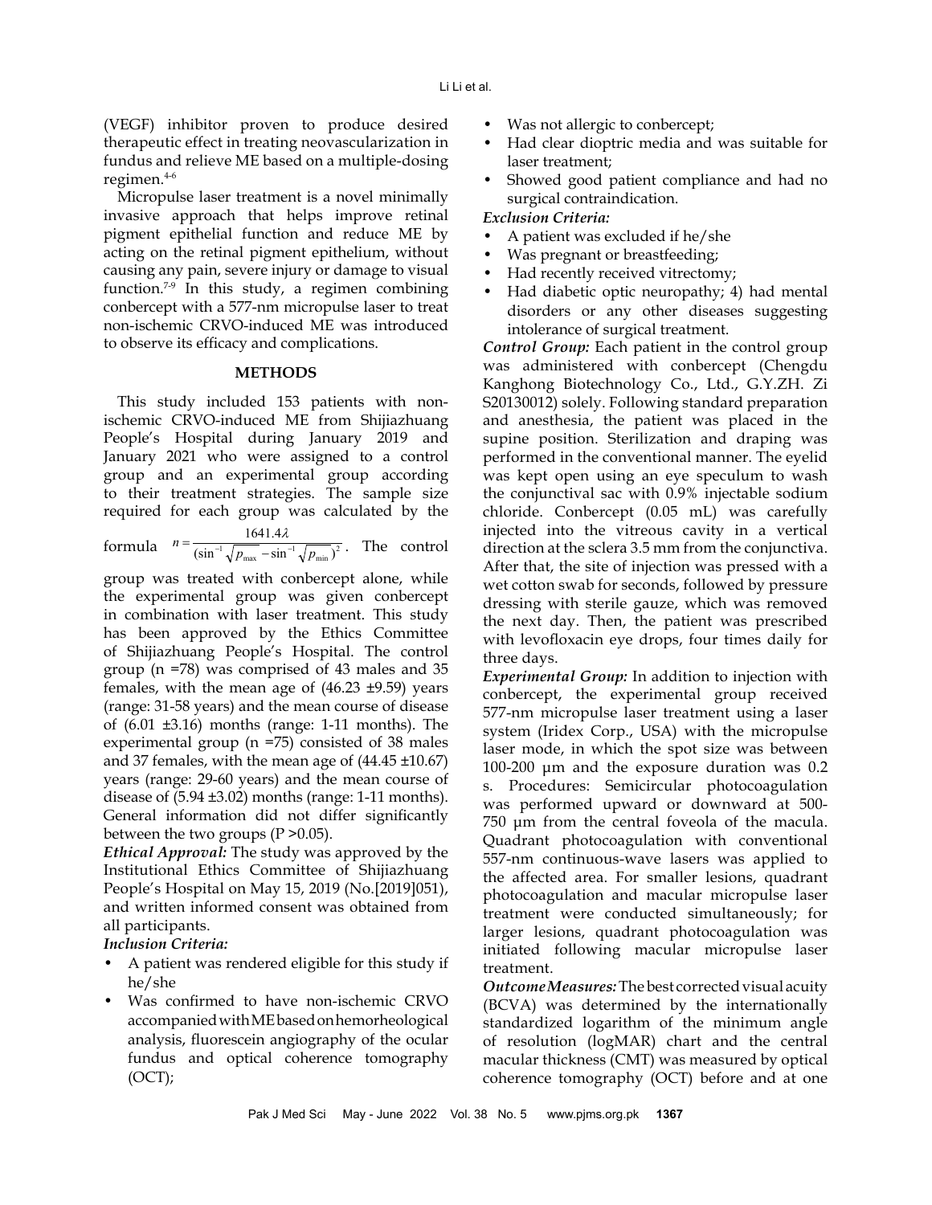(VEGF) inhibitor proven to produce desired therapeutic effect in treating neovascularization in fundus and relieve ME based on a multiple-dosing regimen.[4-6]

Micropulse laser treatment is a novel minimally invasive approach that helps improve retinal pigment epithelial function and reduce ME by acting on the retinal pigment epithelium, without causing any pain, severe injury or damage to visual function.[7-9] In this study, a regimen combining conbercept with a 577-nm micropulse laser to treat non-ischemic CRVO-induced ME was introduced to observe its efficacy and complications.

## METHODS

This study included 153 patients with non-ischemic CRVO-induced ME from Shijiazhuang People's Hospital during January 2019 and January 2021 who were assigned to a control group and an experimental group according to their treatment strategies. The sample size required for each group was calculated by the formula $n = \frac{1641.4\lambda}{(\sin^{-1}\sqrt{p_{max}} - \sin^{-1}\sqrt{p_{min}})^2}$. The control group was treated with conbercept alone, while the experimental group was given conbercept in combination with laser treatment. This study has been approved by the Ethics Committee of Shijiazhuang People's Hospital. The control group (n =78) was comprised of 43 males and 35 females, with the mean age of (46.23 ±9.59) years (range: 31-58 years) and the mean course of disease of (6.01 ±3.16) months (range: 1-11 months). The experimental group (n =75) consisted of 38 males and 37 females, with the mean age of (44.45 ±10.67) years (range: 29-60 years) and the mean course of disease of (5.94 ±3.02) months (range: 1-11 months). General information did not differ significantly between the two groups (P >0.05).

***Ethical Approval:*** The study was approved by the Institutional Ethics Committee of Shijiazhuang People's Hospital on May 15, 2019 (No.[2019]051), and written informed consent was obtained from all participants.

***Inclusion Criteria:***

- A patient was rendered eligible for this study if he/she
- Was confirmed to have non-ischemic CRVO accompanied with ME based on hemorheological analysis, fluorescein angiography of the ocular fundus and optical coherence tomography (OCT);
- Was not allergic to conbercept;
- Had clear dioptric media and was suitable for laser treatment;
- Showed good patient compliance and had no surgical contraindication.

***Exclusion Criteria:***

- A patient was excluded if he/she
- Was pregnant or breastfeeding;
- Had recently received vitrectomy;
- Had diabetic optic neuropathy; 4) had mental disorders or any other diseases suggesting intolerance of surgical treatment.

***Control Group:*** Each patient in the control group was administered with conbercept (Chengdu Kanghong Biotechnology Co., Ltd., G.Y.ZH. Zi S20130012) solely. Following standard preparation and anesthesia, the patient was placed in the supine position. Sterilization and draping was performed in the conventional manner. The eyelid was kept open using an eye speculum to wash the conjunctival sac with 0.9% injectable sodium chloride. Conbercept (0.05 mL) was carefully injected into the vitreous cavity in a vertical direction at the sclera 3.5 mm from the conjunctiva. After that, the site of injection was pressed with a wet cotton swab for seconds, followed by pressure dressing with sterile gauze, which was removed the next day. Then, the patient was prescribed with levofloxacin eye drops, four times daily for three days.

***Experimental Group:*** In addition to injection with conbercept, the experimental group received 577-nm micropulse laser treatment using a laser system (Iridex Corp., USA) with the micropulse laser mode, in which the spot size was between 100-200 μm and the exposure duration was 0.2 s. Procedures: Semicircular photocoagulation was performed upward or downward at 500-750 μm from the central foveola of the macula. Quadrant photocoagulation with conventional 557-nm continuous-wave lasers was applied to the affected area. For smaller lesions, quadrant photocoagulation and macular micropulse laser treatment were conducted simultaneously; for larger lesions, quadrant photocoagulation was initiated following macular micropulse laser treatment.

***Outcome Measures:*** The best corrected visual acuity (BCVA) was determined by the internationally standardized logarithm of the minimum angle of resolution (logMAR) chart and the central macular thickness (CMT) was measured by optical coherence tomography (OCT) before and at one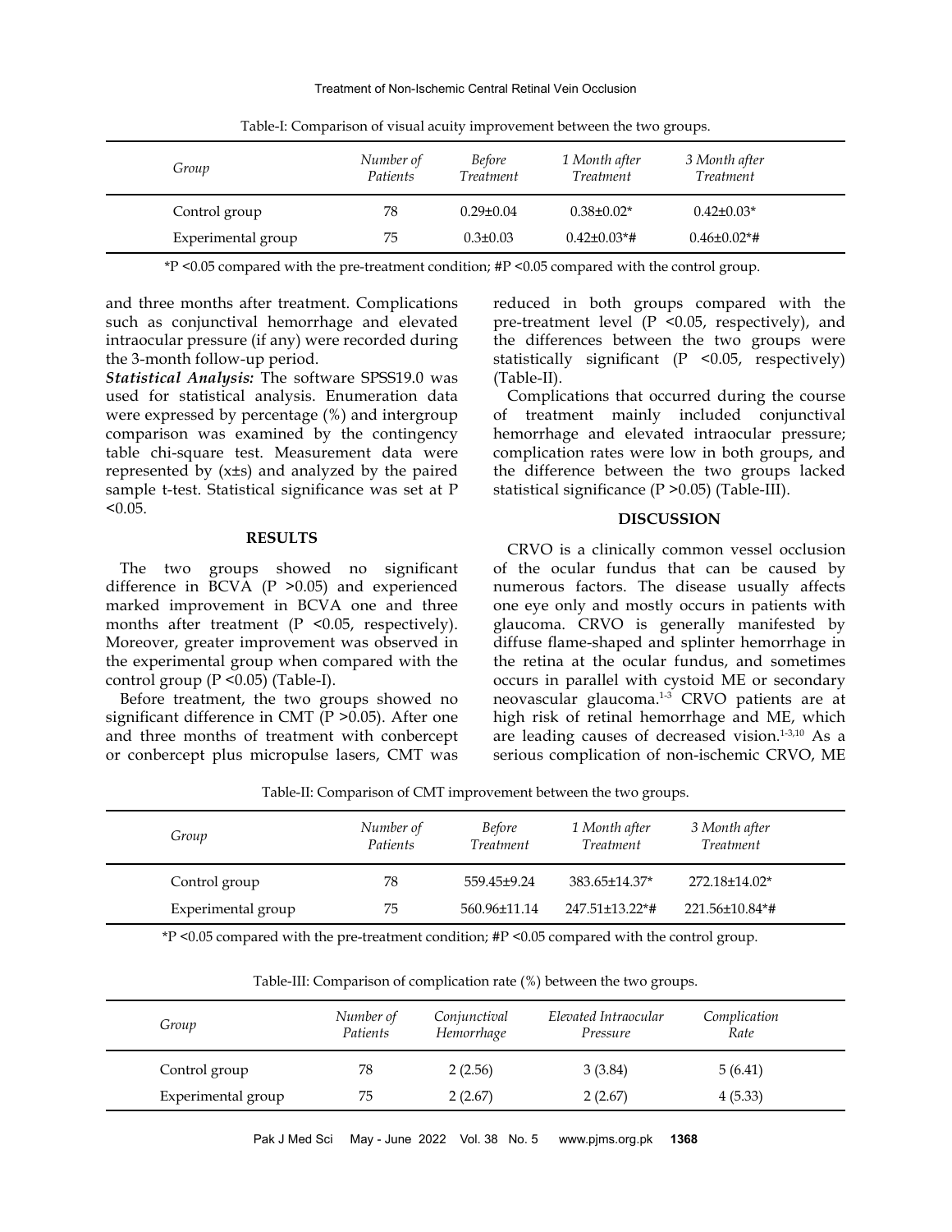Table-I: Comparison of visual acuity improvement between the two groups.

| Group | Number of Patients | Before Treatment | 1 Month after Treatment | 3 Month after Treatment |
|---|---|---|---|---|
| Control group | 78 | 0.29±0.04 | 0.38±0.02* | 0.42±0.03* |
| Experimental group | 75 | 0.3±0.03 | 0.42±0.03*# | 0.46±0.02*# |

*P <0.05 compared with the pre-treatment condition; #P <0.05 compared with the control group.

and three months after treatment. Complications such as conjunctival hemorrhage and elevated intraocular pressure (if any) were recorded during the 3-month follow-up period.

***Statistical Analysis:*** The software SPSS19.0 was used for statistical analysis. Enumeration data were expressed by percentage (%) and intergroup comparison was examined by the contingency table chi-square test. Measurement data were represented by (x±s) and analyzed by the paired sample t-test. Statistical significance was set at P <0.05.

## RESULTS

The two groups showed no significant difference in BCVA (P >0.05) and experienced marked improvement in BCVA one and three months after treatment (P <0.05, respectively). Moreover, greater improvement was observed in the experimental group when compared with the control group (P <0.05) (Table-I).

Before treatment, the two groups showed no significant difference in CMT (P >0.05). After one and three months of treatment with conbercept or conbercept plus micropulse lasers, CMT was reduced in both groups compared with the pre-treatment level (P <0.05, respectively), and the differences between the two groups were statistically significant (P <0.05, respectively) (Table-II).

Complications that occurred during the course of treatment mainly included conjunctival hemorrhage and elevated intraocular pressure; complication rates were low in both groups, and the difference between the two groups lacked statistical significance (P >0.05) (Table-III).

## DISCUSSION

CRVO is a clinically common vessel occlusion of the ocular fundus that can be caused by numerous factors. The disease usually affects one eye only and mostly occurs in patients with glaucoma. CRVO is generally manifested by diffuse flame-shaped and splinter hemorrhage in the retina at the ocular fundus, and sometimes occurs in parallel with cystoid ME or secondary neovascular glaucoma.[1-3] CRVO patients are at high risk of retinal hemorrhage and ME, which are leading causes of decreased vision.[1-3,10] As a serious complication of non-ischemic CRVO, ME

Table-II: Comparison of CMT improvement between the two groups.

| Group | Number of Patients | Before Treatment | 1 Month after Treatment | 3 Month after Treatment |
|---|---|---|---|---|
| Control group | 78 | 559.45±9.24 | 383.65±14.37* | 272.18±14.02* |
| Experimental group | 75 | 560.96±11.14 | 247.51±13.22*# | 221.56±10.84*# |

*P <0.05 compared with the pre-treatment condition; #P <0.05 compared with the control group.

Table-III: Comparison of complication rate (%) between the two groups.

| Group | Number of Patients | Conjunctival Hemorrhage | Elevated Intraocular Pressure | Complication Rate |
|---|---|---|---|---|
| Control group | 78 | 2 (2.56) | 3 (3.84) | 5 (6.41) |
| Experimental group | 75 | 2 (2.67) | 2 (2.67) | 4 (5.33) |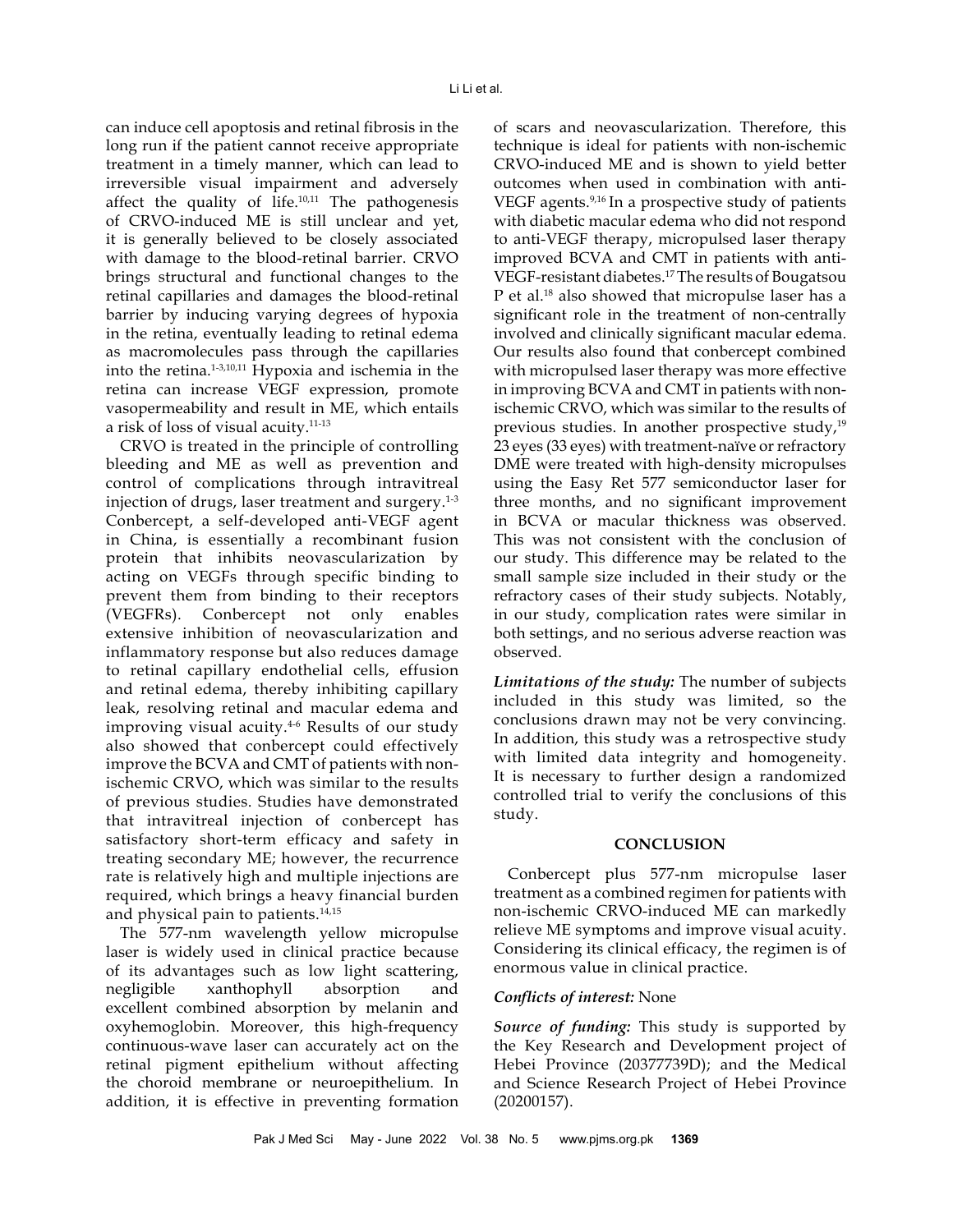can induce cell apoptosis and retinal fibrosis in the long run if the patient cannot receive appropriate treatment in a timely manner, which can lead to irreversible visual impairment and adversely affect the quality of life.[10,11] The pathogenesis of CRVO-induced ME is still unclear and yet, it is generally believed to be closely associated with damage to the blood-retinal barrier. CRVO brings structural and functional changes to the retinal capillaries and damages the blood-retinal barrier by inducing varying degrees of hypoxia in the retina, eventually leading to retinal edema as macromolecules pass through the capillaries into the retina.[1-3,10,11] Hypoxia and ischemia in the retina can increase VEGF expression, promote vasopermeability and result in ME, which entails a risk of loss of visual acuity.[11-13]

CRVO is treated in the principle of controlling bleeding and ME as well as prevention and control of complications through intravitreal injection of drugs, laser treatment and surgery.[1-3] Conbercept, a self-developed anti-VEGF agent in China, is essentially a recombinant fusion protein that inhibits neovascularization by acting on VEGFs through specific binding to prevent them from binding to their receptors (VEGFRs). Conbercept not only enables extensive inhibition of neovascularization and inflammatory response but also reduces damage to retinal capillary endothelial cells, effusion and retinal edema, thereby inhibiting capillary leak, resolving retinal and macular edema and improving visual acuity.[4-6] Results of our study also showed that conbercept could effectively improve the BCVA and CMT of patients with non-ischemic CRVO, which was similar to the results of previous studies. Studies have demonstrated that intravitreal injection of conbercept has satisfactory short-term efficacy and safety in treating secondary ME; however, the recurrence rate is relatively high and multiple injections are required, which brings a heavy financial burden and physical pain to patients.[14,15]

The 577-nm wavelength yellow micropulse laser is widely used in clinical practice because of its advantages such as low light scattering, negligible xanthophyll absorption and excellent combined absorption by melanin and oxyhemoglobin. Moreover, this high-frequency continuous-wave laser can accurately act on the retinal pigment epithelium without affecting the choroid membrane or neuroepithelium. In addition, it is effective in preventing formation of scars and neovascularization. Therefore, this technique is ideal for patients with non-ischemic CRVO-induced ME and is shown to yield better outcomes when used in combination with anti-VEGF agents.[9,16] In a prospective study of patients with diabetic macular edema who did not respond to anti-VEGF therapy, micropulsed laser therapy improved BCVA and CMT in patients with anti-VEGF-resistant diabetes.[17] The results of Bougatsou P et al.[18] also showed that micropulse laser has a significant role in the treatment of non-centrally involved and clinically significant macular edema. Our results also found that conbercept combined with micropulsed laser therapy was more effective in improving BCVA and CMT in patients with non-ischemic CRVO, which was similar to the results of previous studies. In another prospective study,[19] 23 eyes (33 eyes) with treatment-naïve or refractory DME were treated with high-density micropulses using the Easy Ret 577 semiconductor laser for three months, and no significant improvement in BCVA or macular thickness was observed. This was not consistent with the conclusion of our study. This difference may be related to the small sample size included in their study or the refractory cases of their study subjects. Notably, in our study, complication rates were similar in both settings, and no serious adverse reaction was observed.

***Limitations of the study:*** The number of subjects included in this study was limited, so the conclusions drawn may not be very convincing. In addition, this study was a retrospective study with limited data integrity and homogeneity. It is necessary to further design a randomized controlled trial to verify the conclusions of this study.

## CONCLUSION

Conbercept plus 577-nm micropulse laser treatment as a combined regimen for patients with non-ischemic CRVO-induced ME can markedly relieve ME symptoms and improve visual acuity. Considering its clinical efficacy, the regimen is of enormous value in clinical practice.

***Conflicts of interest:*** None

***Source of funding:*** This study is supported by the Key Research and Development project of Hebei Province (20377739D); and the Medical and Science Research Project of Hebei Province (20200157).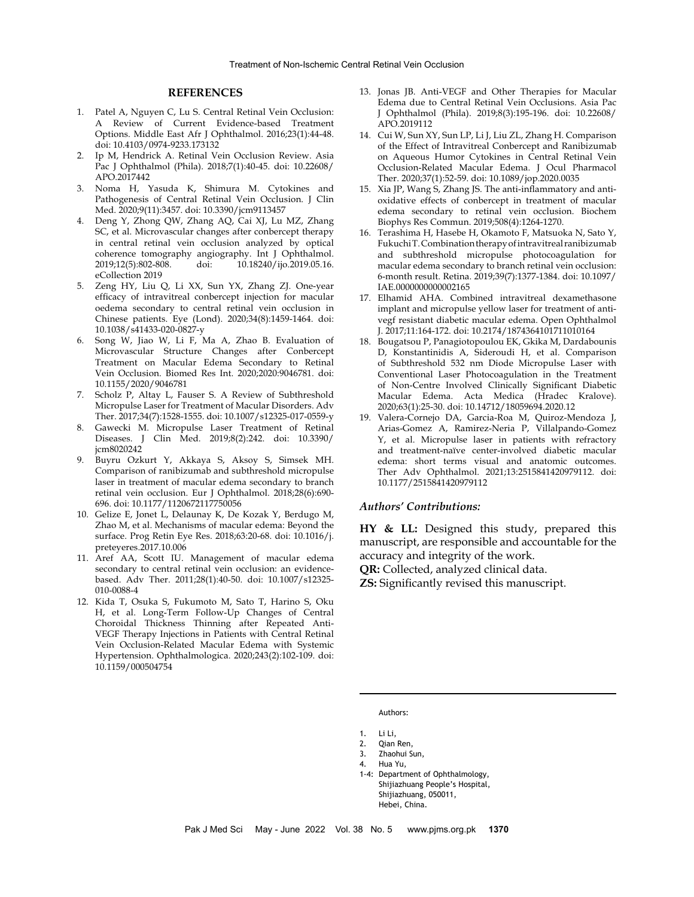## REFERENCES

1. Patel A, Nguyen C, Lu S. Central Retinal Vein Occlusion: A Review of Current Evidence-based Treatment Options. Middle East Afr J Ophthalmol. 2016;23(1):44-48. doi: 10.4103/0974-9233.173132
2. Ip M, Hendrick A. Retinal Vein Occlusion Review. Asia Pac J Ophthalmol (Phila). 2018;7(1):40-45. doi: 10.22608/APO.2017442
3. Noma H, Yasuda K, Shimura M. Cytokines and Pathogenesis of Central Retinal Vein Occlusion. J Clin Med. 2020;9(11):3457. doi: 10.3390/jcm9113457
4. Deng Y, Zhong QW, Zhang AQ, Cai XJ, Lu MZ, Zhang SC, et al. Microvascular changes after conbercept therapy in central retinal vein occlusion analyzed by optical coherence tomography angiography. Int J Ophthalmol. 2019;12(5):802-808. doi: 10.18240/ijo.2019.05.16. eCollection 2019
5. Zeng HY, Liu Q, Li XX, Sun YX, Zhang ZJ. One-year efficacy of intravitreal conbercept injection for macular oedema secondary to central retinal vein occlusion in Chinese patients. Eye (Lond). 2020;34(8):1459-1464. doi: 10.1038/s41433-020-0827-y
6. Song W, Jiao W, Li F, Ma A, Zhao B. Evaluation of Microvascular Structure Changes after Conbercept Treatment on Macular Edema Secondary to Retinal Vein Occlusion. Biomed Res Int. 2020;2020:9046781. doi: 10.1155/2020/9046781
7. Scholz P, Altay L, Fauser S. A Review of Subthreshold Micropulse Laser for Treatment of Macular Disorders. Adv Ther. 2017;34(7):1528-1555. doi: 10.1007/s12325-017-0559-y
8. Gawecki M. Micropulse Laser Treatment of Retinal Diseases. J Clin Med. 2019;8(2):242. doi: 10.3390/jcm8020242
9. Buyru Ozkurt Y, Akkaya S, Aksoy S, Simsek MH. Comparison of ranibizumab and subthreshold micropulse laser in treatment of macular edema secondary to branch retinal vein occlusion. Eur J Ophthalmol. 2018;28(6):690-696. doi: 10.1177/1120672117750056
10. Gelize E, Jonet L, Delaunay K, De Kozak Y, Berdugo M, Zhao M, et al. Mechanisms of macular edema: Beyond the surface. Prog Retin Eye Res. 2018;63:20-68. doi: 10.1016/j.preteyeres.2017.10.006
11. Aref AA, Scott IU. Management of macular edema secondary to central retinal vein occlusion: an evidence-based. Adv Ther. 2011;28(1):40-50. doi: 10.1007/s12325-010-0088-4
12. Kida T, Osuka S, Fukumoto M, Sato T, Harino S, Oku H, et al. Long-Term Follow-Up Changes of Central Choroidal Thickness Thinning after Repeated Anti-VEGF Therapy Injections in Patients with Central Retinal Vein Occlusion-Related Macular Edema with Systemic Hypertension. Ophthalmologica. 2020;243(2):102-109. doi: 10.1159/000504754
13. Jonas JB. Anti-VEGF and Other Therapies for Macular Edema due to Central Retinal Vein Occlusions. Asia Pac J Ophthalmol (Phila). 2019;8(3):195-196. doi: 10.22608/APO.2019112
14. Cui W, Sun XY, Sun LP, Li J, Liu ZL, Zhang H. Comparison of the Effect of Intravitreal Conbercept and Ranibizumab on Aqueous Humor Cytokines in Central Retinal Vein Occlusion-Related Macular Edema. J Ocul Pharmacol Ther. 2020;37(1):52-59. doi: 10.1089/jop.2020.0035
15. Xia JP, Wang S, Zhang JS. The anti-inflammatory and anti-oxidative effects of conbercept in treatment of macular edema secondary to retinal vein occlusion. Biochem Biophys Res Commun. 2019;508(4):1264-1270.
16. Terashima H, Hasebe H, Okamoto F, Matsuoka N, Sato Y, Fukuchi T. Combination therapy of intravitreal ranibizumab and subthreshold micropulse photocoagulation for macular edema secondary to branch retinal vein occlusion: 6-month result. Retina. 2019;39(7):1377-1384. doi: 10.1097/IAE.0000000000002165
17. Elhamid AHA. Combined intravitreal dexamethasone implant and micropulse yellow laser for treatment of anti-vegf resistant diabetic macular edema. Open Ophthalmol J. 2017;11:164-172. doi: 10.2174/1874364101711010164
18. Bougatsou P, Panagiotopoulou EK, Gkika M, Dardabounis D, Konstantinidis A, Sideroudi H, et al. Comparison of Subthreshold 532 nm Diode Micropulse Laser with Conventional Laser Photocoagulation in the Treatment of Non-Centre Involved Clinically Significant Diabetic Macular Edema. Acta Medica (Hradec Kralove). 2020;63(1):25-30. doi: 10.14712/18059694.2020.12
19. Valera-Cornejo DA, Garcia-Roa M, Quiroz-Mendoza J, Arias-Gomez A, Ramirez-Neria P, Villalpando-Gomez Y, et al. Micropulse laser in patients with refractory and treatment-naïve center-involved diabetic macular edema: short terms visual and anatomic outcomes. Ther Adv Ophthalmol. 2021;13:2515841420979112. doi: 10.1177/2515841420979112

### *Authors' Contributions:*

**HY & LL:** Designed this study, prepared this manuscript, are responsible and accountable for the accuracy and integrity of the work.

**QR:** Collected, analyzed clinical data.

**ZS:** Significantly revised this manuscript.

---

Authors:

1. Li Li,
2. Qian Ren,
3. Zhaohui Sun,
4. Hua Yu,

1-4: Department of Ophthalmology, Shijiazhuang People's Hospital, Shijiazhuang, 050011, Hebei, China.